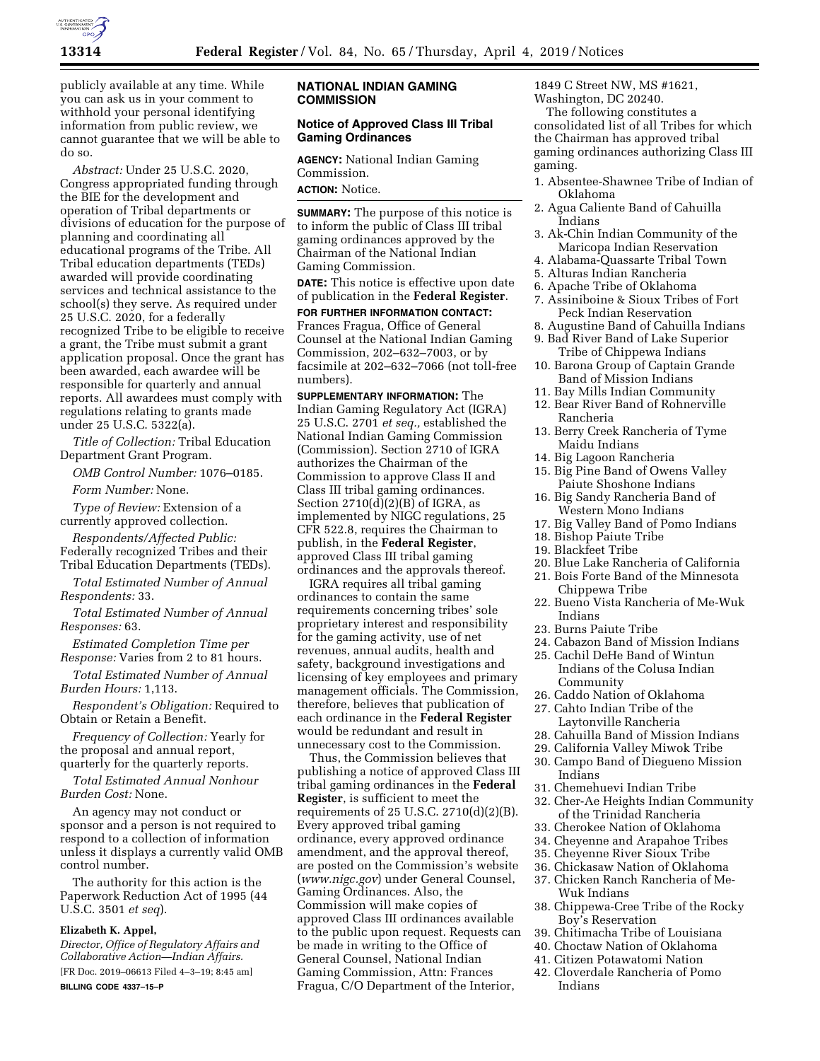publicly available at any time. While you can ask us in your comment to withhold your personal identifying information from public review, we cannot guarantee that we will be able to do so.

*Abstract:* Under 25 U.S.C. 2020, Congress appropriated funding through the BIE for the development and operation of Tribal departments or divisions of education for the purpose of planning and coordinating all educational programs of the Tribe. All Tribal education departments (TEDs) awarded will provide coordinating services and technical assistance to the school(s) they serve. As required under 25 U.S.C. 2020, for a federally recognized Tribe to be eligible to receive a grant, the Tribe must submit a grant application proposal. Once the grant has been awarded, each awardee will be responsible for quarterly and annual reports. All awardees must comply with regulations relating to grants made under 25 U.S.C. 5322(a).

*Title of Collection:* Tribal Education Department Grant Program.

*OMB Control Number:* 1076–0185.

*Form Number:* None.

*Type of Review:* Extension of a currently approved collection.

*Respondents/Affected Public:* Federally recognized Tribes and their Tribal Education Departments (TEDs).

*Total Estimated Number of Annual Respondents:* 33.

*Total Estimated Number of Annual Responses:* 63.

*Estimated Completion Time per Response:* Varies from 2 to 81 hours.

*Total Estimated Number of Annual Burden Hours:* 1,113.

*Respondent's Obligation:* Required to Obtain or Retain a Benefit.

*Frequency of Collection:* Yearly for the proposal and annual report, quarterly for the quarterly reports.

*Total Estimated Annual Nonhour Burden Cost:* None.

An agency may not conduct or sponsor and a person is not required to respond to a collection of information unless it displays a currently valid OMB control number.

The authority for this action is the Paperwork Reduction Act of 1995 (44 U.S.C. 3501 *et seq*).

**Elizabeth K. Appel,**

*Director, Office of Regulatory Affairs and Collaborative Action—Indian Affairs.*

[FR Doc. 2019–06613 Filed 4–3–19; 8:45 am]

**BILLING CODE 4337–15–P**

## NATIONAL INDIAN GAMING COMMISSION

### Notice of Approved Class III Tribal Gaming Ordinances

**AGENCY:** National Indian Gaming Commission.

**ACTION:** Notice.

**SUMMARY:** The purpose of this notice is to inform the public of Class III tribal gaming ordinances approved by the Chairman of the National Indian Gaming Commission.

**DATE:** This notice is effective upon date of publication in the **Federal Register**.

**FOR FURTHER INFORMATION CONTACT:** Frances Fragua, Office of General Counsel at the National Indian Gaming Commission, 202–632–7003, or by facsimile at 202–632–7066 (not toll-free numbers).

**SUPPLEMENTARY INFORMATION:** The Indian Gaming Regulatory Act (IGRA) 25 U.S.C. 2701 *et seq.,* established the National Indian Gaming Commission (Commission). Section 2710 of IGRA authorizes the Chairman of the Commission to approve Class II and Class III tribal gaming ordinances. Section 2710(d)(2)(B) of IGRA, as implemented by NIGC regulations, 25 CFR 522.8, requires the Chairman to publish, in the **Federal Register**, approved Class III tribal gaming ordinances and the approvals thereof.

IGRA requires all tribal gaming ordinances to contain the same requirements concerning tribes' sole proprietary interest and responsibility for the gaming activity, use of net revenues, annual audits, health and safety, background investigations and licensing of key employees and primary management officials. The Commission, therefore, believes that publication of each ordinance in the **Federal Register** would be redundant and result in unnecessary cost to the Commission.

Thus, the Commission believes that publishing a notice of approved Class III tribal gaming ordinances in the **Federal Register**, is sufficient to meet the requirements of 25 U.S.C. 2710(d)(2)(B). Every approved tribal gaming ordinance, every approved ordinance amendment, and the approval thereof, are posted on the Commission's website (*www.nigc.gov*) under General Counsel, Gaming Ordinances. Also, the Commission will make copies of approved Class III ordinances available to the public upon request. Requests can be made in writing to the Office of General Counsel, National Indian Gaming Commission, Attn: Frances Fragua, C/O Department of the Interior, 1849 C Street NW, MS #1621, Washington, DC 20240.

The following constitutes a consolidated list of all Tribes for which the Chairman has approved tribal gaming ordinances authorizing Class III gaming.

1. Absentee-Shawnee Tribe of Indian of Oklahoma
2. Agua Caliente Band of Cahuilla Indians
3. Ak-Chin Indian Community of the Maricopa Indian Reservation
4. Alabama-Quassarte Tribal Town
5. Alturas Indian Rancheria
6. Apache Tribe of Oklahoma
7. Assiniboine & Sioux Tribes of Fort Peck Indian Reservation
8. Augustine Band of Cahuilla Indians
9. Bad River Band of Lake Superior Tribe of Chippewa Indians
10. Barona Group of Captain Grande Band of Mission Indians
11. Bay Mills Indian Community
12. Bear River Band of Rohnerville Rancheria
13. Berry Creek Rancheria of Tyme Maidu Indians
14. Big Lagoon Rancheria
15. Big Pine Band of Owens Valley Paiute Shoshone Indians
16. Big Sandy Rancheria Band of Western Mono Indians
17. Big Valley Band of Pomo Indians
18. Bishop Paiute Tribe
19. Blackfeet Tribe
20. Blue Lake Rancheria of California
21. Bois Forte Band of the Minnesota Chippewa Tribe
22. Bueno Vista Rancheria of Me-Wuk Indians
23. Burns Paiute Tribe
24. Cabazon Band of Mission Indians
25. Cachil DeHe Band of Wintun Indians of the Colusa Indian Community
26. Caddo Nation of Oklahoma
27. Cahto Indian Tribe of the Laytonville Rancheria
28. Cahuilla Band of Mission Indians
29. California Valley Miwok Tribe
30. Campo Band of Diegueno Mission Indians
31. Chemehuevi Indian Tribe
32. Cher-Ae Heights Indian Community of the Trinidad Rancheria
33. Cherokee Nation of Oklahoma
34. Cheyenne and Arapahoe Tribes
35. Cheyenne River Sioux Tribe
36. Chickasaw Nation of Oklahoma
37. Chicken Ranch Rancheria of Me-Wuk Indians
38. Chippewa-Cree Tribe of the Rocky Boy's Reservation
39. Chitimacha Tribe of Louisiana
40. Choctaw Nation of Oklahoma
41. Citizen Potawatomi Nation
42. Cloverdale Rancheria of Pomo Indians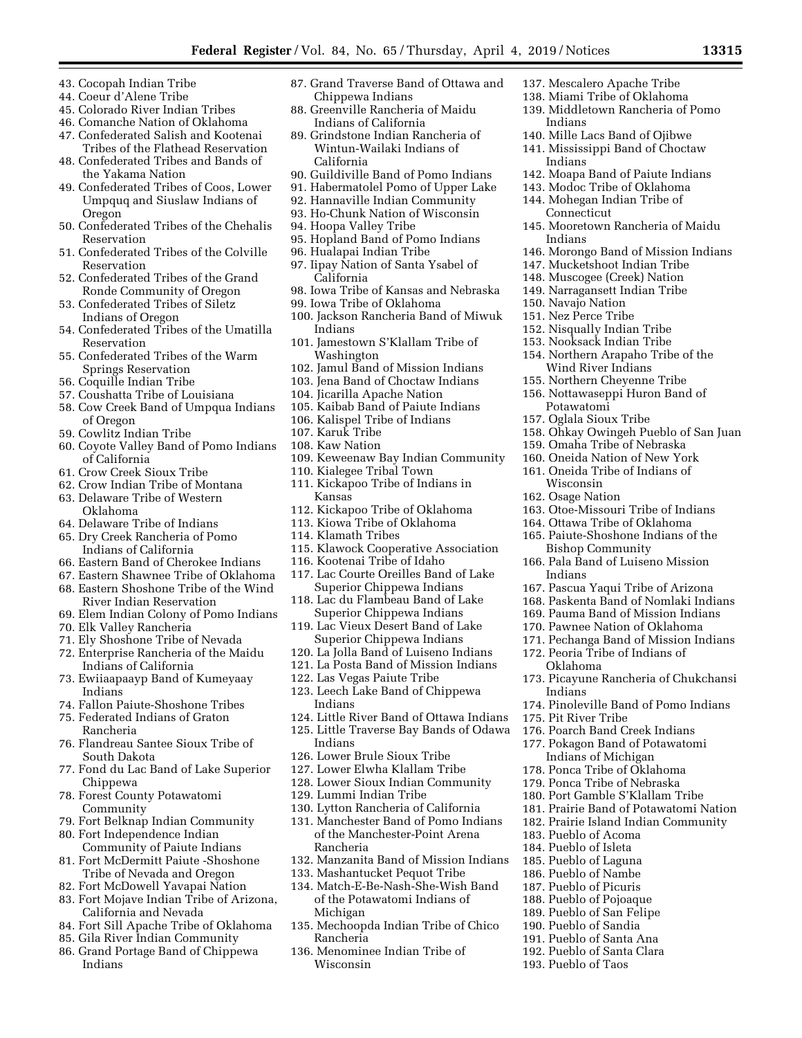43. Cocopah Indian Tribe
44. Coeur d'Alene Tribe
45. Colorado River Indian Tribes
46. Comanche Nation of Oklahoma
47. Confederated Salish and Kootenai Tribes of the Flathead Reservation
48. Confederated Tribes and Bands of the Yakama Nation
49. Confederated Tribes of Coos, Lower Umpquq and Siuslaw Indians of Oregon
50. Confederated Tribes of the Chehalis Reservation
51. Confederated Tribes of the Colville Reservation
52. Confederated Tribes of the Grand Ronde Community of Oregon
53. Confederated Tribes of Siletz Indians of Oregon
54. Confederated Tribes of the Umatilla Reservation
55. Confederated Tribes of the Warm Springs Reservation
56. Coquille Indian Tribe
57. Coushatta Tribe of Louisiana
58. Cow Creek Band of Umpqua Indians of Oregon
59. Cowlitz Indian Tribe
60. Coyote Valley Band of Pomo Indians of California
61. Crow Creek Sioux Tribe
62. Crow Indian Tribe of Montana
63. Delaware Tribe of Western Oklahoma
64. Delaware Tribe of Indians
65. Dry Creek Rancheria of Pomo Indians of California
66. Eastern Band of Cherokee Indians
67. Eastern Shawnee Tribe of Oklahoma
68. Eastern Shoshone Tribe of the Wind River Indian Reservation
69. Elem Indian Colony of Pomo Indians
70. Elk Valley Rancheria
71. Ely Shoshone Tribe of Nevada
72. Enterprise Rancheria of the Maidu Indians of California
73. Ewiiaapaayp Band of Kumeyaay Indians
74. Fallon Paiute-Shoshone Tribes
75. Federated Indians of Graton Rancheria
76. Flandreau Santee Sioux Tribe of South Dakota
77. Fond du Lac Band of Lake Superior Chippewa
78. Forest County Potawatomi Community
79. Fort Belknap Indian Community
80. Fort Independence Indian Community of Paiute Indians
81. Fort McDermitt Paiute -Shoshone Tribe of Nevada and Oregon
82. Fort McDowell Yavapai Nation
83. Fort Mojave Indian Tribe of Arizona, California and Nevada
84. Fort Sill Apache Tribe of Oklahoma
85. Gila River Indian Community
86. Grand Portage Band of Chippewa Indians
87. Grand Traverse Band of Ottawa and Chippewa Indians
88. Greenville Rancheria of Maidu Indians of California
89. Grindstone Indian Rancheria of Wintun-Wailaki Indians of California
90. Guildiville Band of Pomo Indians
91. Habermatolel Pomo of Upper Lake
92. Hannaville Indian Community
93. Ho-Chunk Nation of Wisconsin
94. Hoopa Valley Tribe
95. Hopland Band of Pomo Indians
96. Hualapai Indian Tribe
97. Iipay Nation of Santa Ysabel of California
98. Iowa Tribe of Kansas and Nebraska
99. Iowa Tribe of Oklahoma
100. Jackson Rancheria Band of Miwuk Indians
101. Jamestown S'Klallam Tribe of Washington
102. Jamul Band of Mission Indians
103. Jena Band of Choctaw Indians
104. Jicarilla Apache Nation
105. Kaibab Band of Paiute Indians
106. Kalispel Tribe of Indians
107. Karuk Tribe
108. Kaw Nation
109. Keweenaw Bay Indian Community
110. Kialegee Tribal Town
111. Kickapoo Tribe of Indians in Kansas
112. Kickapoo Tribe of Oklahoma
113. Kiowa Tribe of Oklahoma
114. Klamath Tribes
115. Klawock Cooperative Association
116. Kootenai Tribe of Idaho
117. Lac Courte Oreilles Band of Lake Superior Chippewa Indians
118. Lac du Flambeau Band of Lake Superior Chippewa Indians
119. Lac Vieux Desert Band of Lake Superior Chippewa Indians
120. La Jolla Band of Luiseno Indians
121. La Posta Band of Mission Indians
122. Las Vegas Paiute Tribe
123. Leech Lake Band of Chippewa Indians
124. Little River Band of Ottawa Indians
125. Little Traverse Bay Bands of Odawa Indians
126. Lower Brule Sioux Tribe
127. Lower Elwha Klallam Tribe
128. Lower Sioux Indian Community
129. Lummi Indian Tribe
130. Lytton Rancheria of California
131. Manchester Band of Pomo Indians of the Manchester-Point Arena Rancheria
132. Manzanita Band of Mission Indians
133. Mashantucket Pequot Tribe
134. Match-E-Be-Nash-She-Wish Band of the Potawatomi Indians of Michigan
135. Mechoopda Indian Tribe of Chico Rancheria
136. Menominee Indian Tribe of Wisconsin
137. Mescalero Apache Tribe
138. Miami Tribe of Oklahoma
139. Middletown Rancheria of Pomo Indians
140. Mille Lacs Band of Ojibwe
141. Mississippi Band of Choctaw Indians
142. Moapa Band of Paiute Indians
143. Modoc Tribe of Oklahoma
144. Mohegan Indian Tribe of Connecticut
145. Mooretown Rancheria of Maidu Indians
146. Morongo Band of Mission Indians
147. Mucketshoot Indian Tribe
148. Muscogee (Creek) Nation
149. Narragansett Indian Tribe
150. Navajo Nation
151. Nez Perce Tribe
152. Nisqually Indian Tribe
153. Nooksack Indian Tribe
154. Northern Arapaho Tribe of the Wind River Indians
155. Northern Cheyenne Tribe
156. Nottawaseppi Huron Band of Potawatomi
157. Oglala Sioux Tribe
158. Ohkay Owingeh Pueblo of San Juan
159. Omaha Tribe of Nebraska
160. Oneida Nation of New York
161. Oneida Tribe of Indians of Wisconsin
162. Osage Nation
163. Otoe-Missouri Tribe of Indians
164. Ottawa Tribe of Oklahoma
165. Paiute-Shoshone Indians of the Bishop Community
166. Pala Band of Luiseno Mission Indians
167. Pascua Yaqui Tribe of Arizona
168. Paskenta Band of Nomlaki Indians
169. Pauma Band of Mission Indians
170. Pawnee Nation of Oklahoma
171. Pechanga Band of Mission Indians
172. Peoria Tribe of Indians of Oklahoma
173. Picayune Rancheria of Chukchansi Indians
174. Pinoleville Band of Pomo Indians
175. Pit River Tribe
176. Poarch Band Creek Indians
177. Pokagon Band of Potawatomi Indians of Michigan
178. Ponca Tribe of Oklahoma
179. Ponca Tribe of Nebraska
180. Port Gamble S'Klallam Tribe
181. Prairie Band of Potawatomi Nation
182. Prairie Island Indian Community
183. Pueblo of Acoma
184. Pueblo of Isleta
185. Pueblo of Laguna
186. Pueblo of Nambe
187. Pueblo of Picuris
188. Pueblo of Pojoaque
189. Pueblo of San Felipe
190. Pueblo of Sandia
191. Pueblo of Santa Ana
192. Pueblo of Santa Clara
193. Pueblo of Taos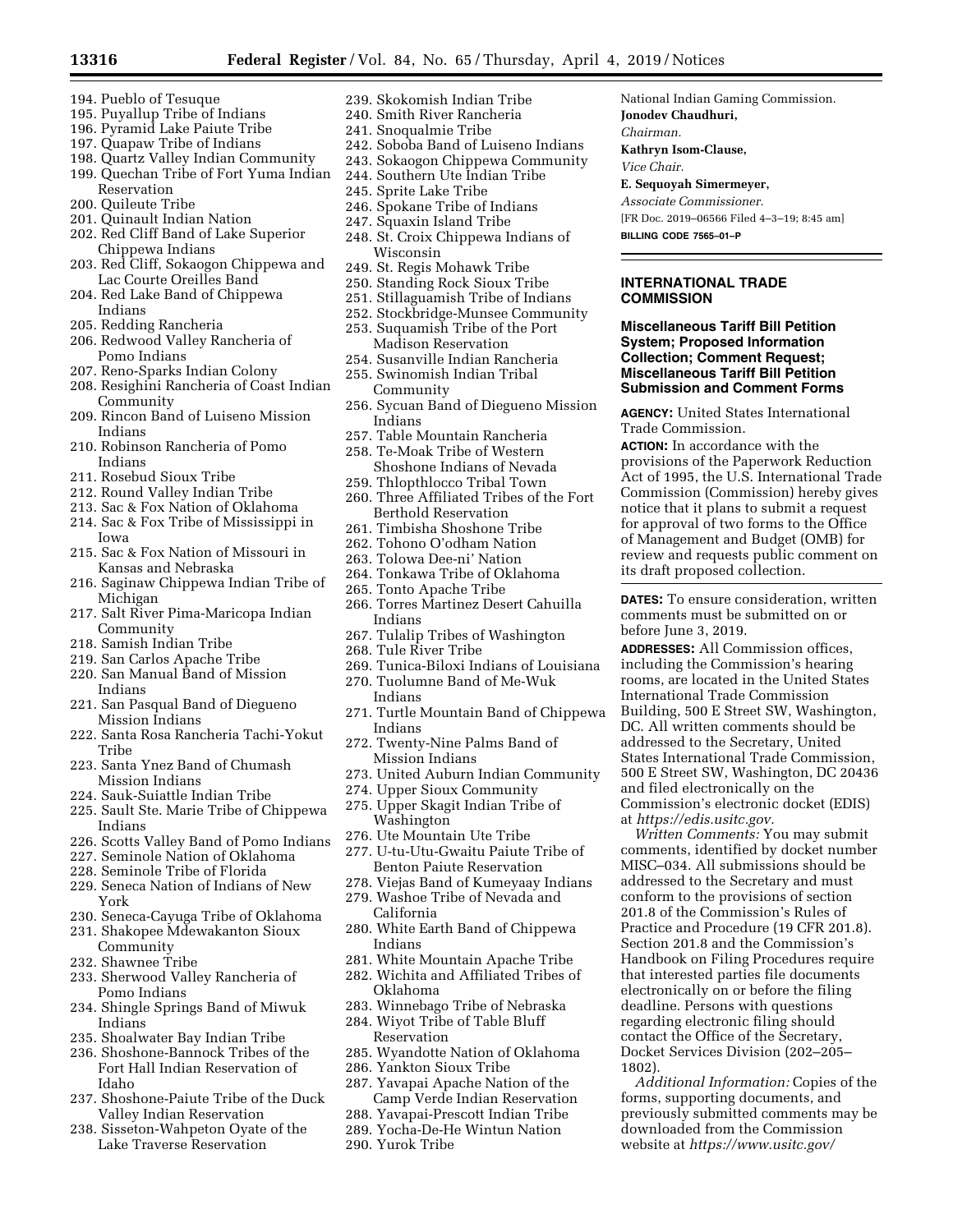194. Pueblo of Tesuque
195. Puyallup Tribe of Indians
196. Pyramid Lake Paiute Tribe
197. Quapaw Tribe of Indians
198. Quartz Valley Indian Community
199. Quechan Tribe of Fort Yuma Indian Reservation
200. Quileute Tribe
201. Quinault Indian Nation
202. Red Cliff Band of Lake Superior Chippewa Indians
203. Red Cliff, Sokaogon Chippewa and Lac Courte Oreilles Band
204. Red Lake Band of Chippewa Indians
205. Redding Rancheria
206. Redwood Valley Rancheria of Pomo Indians
207. Reno-Sparks Indian Colony
208. Resighini Rancheria of Coast Indian Community
209. Rincon Band of Luiseno Mission Indians
210. Robinson Rancheria of Pomo Indians
211. Rosebud Sioux Tribe
212. Round Valley Indian Tribe
213. Sac & Fox Nation of Oklahoma
214. Sac & Fox Tribe of Mississippi in Iowa
215. Sac & Fox Nation of Missouri in Kansas and Nebraska
216. Saginaw Chippewa Indian Tribe of Michigan
217. Salt River Pima-Maricopa Indian Community
218. Samish Indian Tribe
219. San Carlos Apache Tribe
220. San Manual Band of Mission Indians
221. San Pasqual Band of Diegueno Mission Indians
222. Santa Rosa Rancheria Tachi-Yokut Tribe
223. Santa Ynez Band of Chumash Mission Indians
224. Sauk-Suiattle Indian Tribe
225. Sault Ste. Marie Tribe of Chippewa Indians
226. Scotts Valley Band of Pomo Indians
227. Seminole Nation of Oklahoma
228. Seminole Tribe of Florida
229. Seneca Nation of Indians of New York
230. Seneca-Cayuga Tribe of Oklahoma
231. Shakopee Mdewakanton Sioux Community
232. Shawnee Tribe
233. Sherwood Valley Rancheria of Pomo Indians
234. Shingle Springs Band of Miwuk Indians
235. Shoalwater Bay Indian Tribe
236. Shoshone-Bannock Tribes of the Fort Hall Indian Reservation of Idaho
237. Shoshone-Paiute Tribe of the Duck Valley Indian Reservation
238. Sisseton-Wahpeton Oyate of the Lake Traverse Reservation
239. Skokomish Indian Tribe
240. Smith River Rancheria
241. Snoqualmie Tribe
242. Soboba Band of Luiseno Indians
243. Sokaogon Chippewa Community
244. Southern Ute Indian Tribe
245. Sprite Lake Tribe
246. Spokane Tribe of Indians
247. Squaxin Island Tribe
248. St. Croix Chippewa Indians of Wisconsin
249. St. Regis Mohawk Tribe
250. Standing Rock Sioux Tribe
251. Stillaguamish Tribe of Indians
252. Stockbridge-Munsee Community
253. Suquamish Tribe of the Port Madison Reservation
254. Susanville Indian Rancheria
255. Swinomish Indian Tribal Community
256. Sycuan Band of Diegueno Mission Indians
257. Table Mountain Rancheria
258. Te-Moak Tribe of Western Shoshone Indians of Nevada
259. Thlopthlocco Tribal Town
260. Three Affiliated Tribes of the Fort Berthold Reservation
261. Timbisha Shoshone Tribe
262. Tohono O'odham Nation
263. Tolowa Dee-ni' Nation
264. Tonkawa Tribe of Oklahoma
265. Tonto Apache Tribe
266. Torres Martinez Desert Cahuilla Indians
267. Tulalip Tribes of Washington
268. Tule River Tribe
269. Tunica-Biloxi Indians of Louisiana
270. Tuolumne Band of Me-Wuk Indians
271. Turtle Mountain Band of Chippewa Indians
272. Twenty-Nine Palms Band of Mission Indians
273. United Auburn Indian Community
274. Upper Sioux Community
275. Upper Skagit Indian Tribe of Washington
276. Ute Mountain Ute Tribe
277. U-tu-Utu-Gwaitu Paiute Tribe of Benton Paiute Reservation
278. Viejas Band of Kumeyaay Indians
279. Washoe Tribe of Nevada and California
280. White Earth Band of Chippewa Indians
281. White Mountain Apache Tribe
282. Wichita and Affiliated Tribes of Oklahoma
283. Winnebago Tribe of Nebraska
284. Wiyot Tribe of Table Bluff Reservation
285. Wyandotte Nation of Oklahoma
286. Yankton Sioux Tribe
287. Yavapai Apache Nation of the Camp Verde Indian Reservation
288. Yavapai-Prescott Indian Tribe
289. Yocha-De-He Wintun Nation
290. Yurok Tribe

National Indian Gaming Commission.

**Jonodev Chaudhuri,**

*Chairman.*

**Kathryn Isom-Clause,**

*Vice Chair.*

**E. Sequoyah Simermeyer,**

*Associate Commissioner.*

[FR Doc. 2019–06566 Filed 4–3–19; 8:45 am]

**BILLING CODE 7565–01–P**

## INTERNATIONAL TRADE COMMISSION

### Miscellaneous Tariff Bill Petition System; Proposed Information Collection; Comment Request; Miscellaneous Tariff Bill Petition Submission and Comment Forms

**AGENCY:** United States International Trade Commission.

**ACTION:** In accordance with the provisions of the Paperwork Reduction Act of 1995, the U.S. International Trade Commission (Commission) hereby gives notice that it plans to submit a request for approval of two forms to the Office of Management and Budget (OMB) for review and requests public comment on its draft proposed collection.

**DATES:** To ensure consideration, written comments must be submitted on or before June 3, 2019.

**ADDRESSES:** All Commission offices, including the Commission's hearing rooms, are located in the United States International Trade Commission Building, 500 E Street SW, Washington, DC. All written comments should be addressed to the Secretary, United States International Trade Commission, 500 E Street SW, Washington, DC 20436 and filed electronically on the Commission's electronic docket (EDIS) at *https://edis.usitc.gov.*

*Written Comments:* You may submit comments, identified by docket number MISC–034. All submissions should be addressed to the Secretary and must conform to the provisions of section 201.8 of the Commission's Rules of Practice and Procedure (19 CFR 201.8). Section 201.8 and the Commission's Handbook on Filing Procedures require that interested parties file documents electronically on or before the filing deadline. Persons with questions regarding electronic filing should contact the Office of the Secretary, Docket Services Division (202–205–1802).

*Additional Information:* Copies of the forms, supporting documents, and previously submitted comments may be downloaded from the Commission website at *https://www.usitc.gov/*